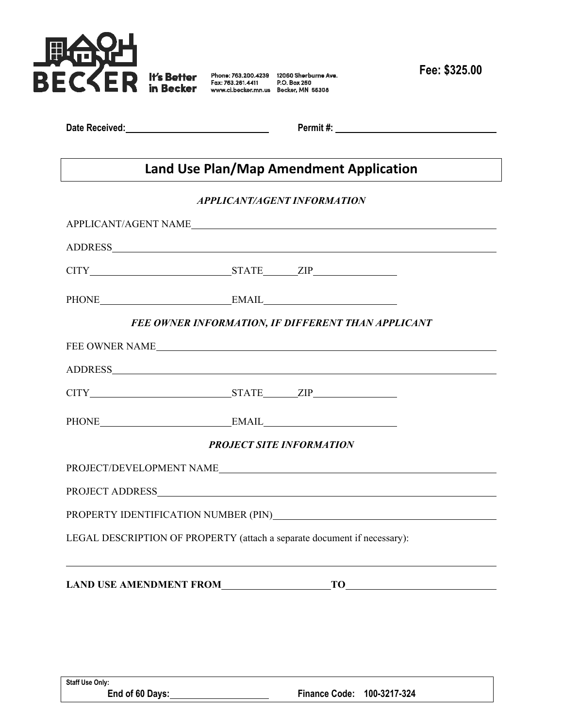BECKER It's Better in Becker

Phone: 763.200.4239
Fax: 763.261.4411
www.ci.becker.mn.us

12060 Sherburne Ave.
P.O. Box 250
Becker, MN 55308

**Fee: $325.00**

**Date Received:** ______________________ **Permit #:** ______________________

# Land Use Plan/Map Amendment Application

***APPLICANT/AGENT INFORMATION***

APPLICANT/AGENT NAME ______________________________________________

ADDRESS ______________________________________________

CITY ______________________ STATE ________ ZIP ______________

PHONE ______________________ EMAIL ______________________

***FEE OWNER INFORMATION, IF DIFFERENT THAN APPLICANT***

FEE OWNER NAME ______________________________________________

ADDRESS ______________________________________________

CITY ______________________ STATE ________ ZIP ______________

PHONE ______________________ EMAIL ______________________

***PROJECT SITE INFORMATION***

PROJECT/DEVELOPMENT NAME ______________________________________________

PROJECT ADDRESS ______________________________________________

PROPERTY IDENTIFICATION NUMBER (PIN) ______________________________________________

LEGAL DESCRIPTION OF PROPERTY (attach a separate document if necessary):

______________________________________________

**LAND USE AMENDMENT FROM** ______________________ **TO** ______________________

**Staff Use Only:**
**End of 60 Days:** ______________________ **Finance Code: 100-3217-324**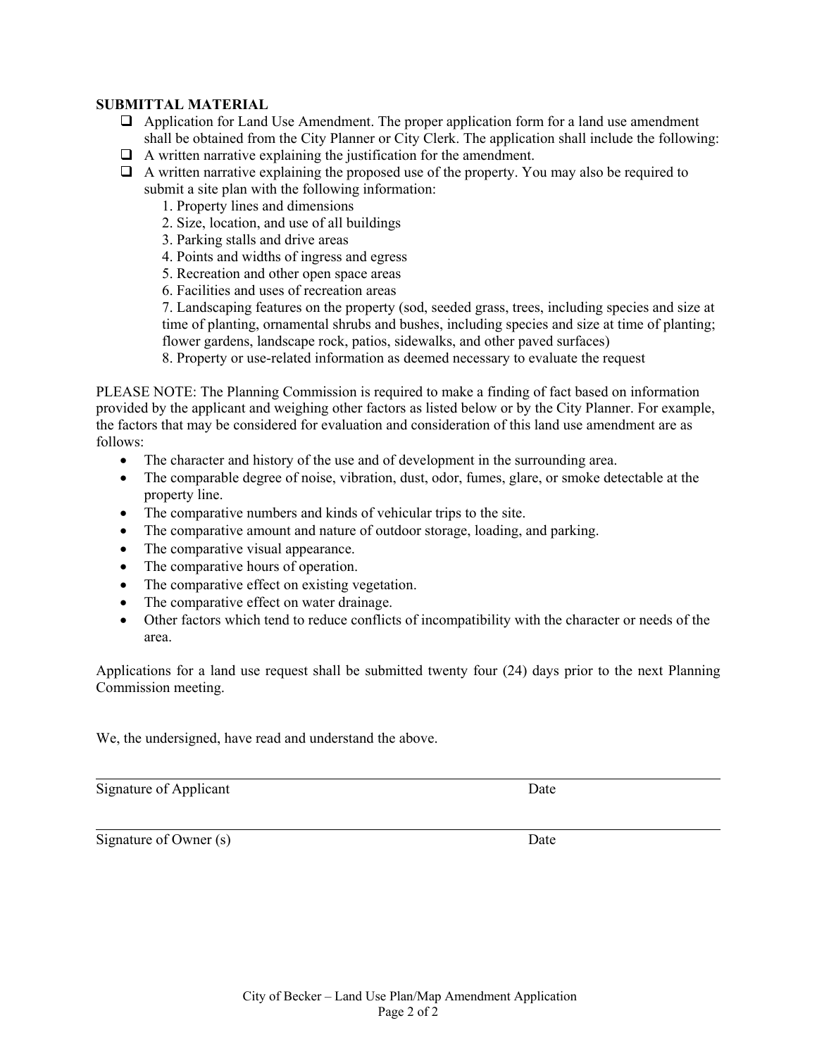**SUBMITTAL MATERIAL**

- ☐ Application for Land Use Amendment. The proper application form for a land use amendment shall be obtained from the City Planner or City Clerk. The application shall include the following:
- ☐ A written narrative explaining the justification for the amendment.
- ☐ A written narrative explaining the proposed use of the property. You may also be required to submit a site plan with the following information:
    1. Property lines and dimensions
    2. Size, location, and use of all buildings
    3. Parking stalls and drive areas
    4. Points and widths of ingress and egress
    5. Recreation and other open space areas
    6. Facilities and uses of recreation areas
    7. Landscaping features on the property (sod, seeded grass, trees, including species and size at time of planting, ornamental shrubs and bushes, including species and size at time of planting; flower gardens, landscape rock, patios, sidewalks, and other paved surfaces)
    8. Property or use-related information as deemed necessary to evaluate the request

PLEASE NOTE: The Planning Commission is required to make a finding of fact based on information provided by the applicant and weighing other factors as listed below or by the City Planner. For example, the factors that may be considered for evaluation and consideration of this land use amendment are as follows:

- The character and history of the use and of development in the surrounding area.
- The comparable degree of noise, vibration, dust, odor, fumes, glare, or smoke detectable at the property line.
- The comparative numbers and kinds of vehicular trips to the site.
- The comparative amount and nature of outdoor storage, loading, and parking.
- The comparative visual appearance.
- The comparative hours of operation.
- The comparative effect on existing vegetation.
- The comparative effect on water drainage.
- Other factors which tend to reduce conflicts of incompatibility with the character or needs of the area.

Applications for a land use request shall be submitted twenty four (24) days prior to the next Planning Commission meeting.

We, the undersigned, have read and understand the above.

_______________________________________________________________

Signature of Applicant                                        Date

_______________________________________________________________

Signature of Owner (s)                                        Date